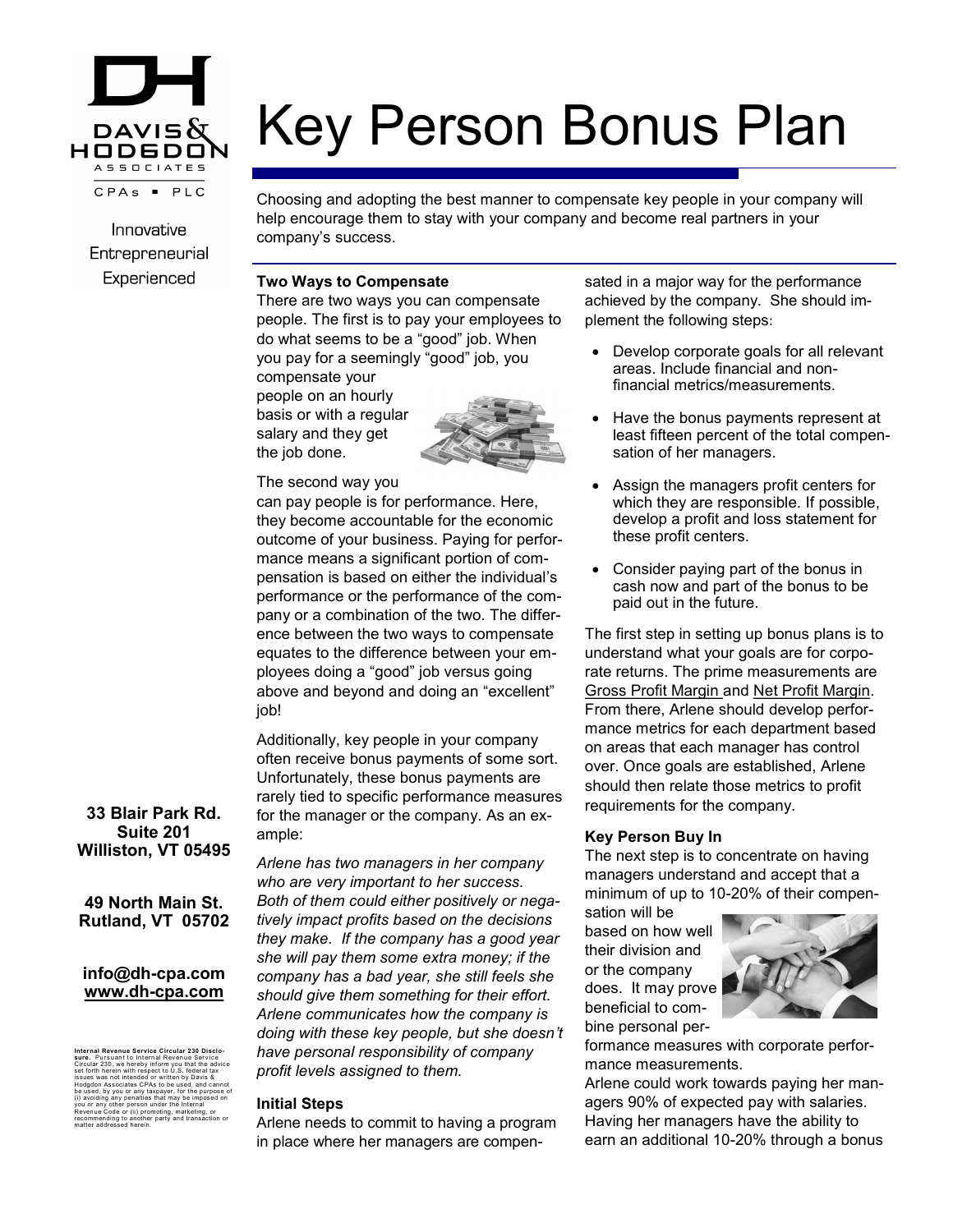# Key Person Bonus Plan

Choosing and adopting the best manner to compensate key people in your company will help encourage them to stay with your company and become real partners in your company's success.

Davis & Hodgdon Associates CPAs • PLC

Innovative
Entrepreneurial
Experienced

### Two Ways to Compensate

There are two ways you can compensate people. The first is to pay your employees to do what seems to be a "good" job. When you pay for a seemingly "good" job, you compensate your people on an hourly basis or with a regular salary and they get the job done.

The second way you can pay people is for performance. Here, they become accountable for the economic outcome of your business. Paying for performance means a significant portion of compensation is based on either the individual's performance or the performance of the company or a combination of the two. The difference between the two ways to compensate equates to the difference between your employees doing a "good" job versus going above and beyond and doing an "excellent" job!

Additionally, key people in your company often receive bonus payments of some sort. Unfortunately, these bonus payments are rarely tied to specific performance measures for the manager or the company. As an example:

*Arlene has two managers in her company who are very important to her success. Both of them could either positively or negatively impact profits based on the decisions they make. If the company has a good year she will pay them some extra money; if the company has a bad year, she still feels she should give them something for their effort. Arlene communicates how the company is doing with these key people, but she doesn't have personal responsibility of company profit levels assigned to them.*

### Initial Steps

Arlene needs to commit to having a program in place where her managers are compensated in a major way for the performance achieved by the company. She should implement the following steps:

- Develop corporate goals for all relevant areas. Include financial and non-financial metrics/measurements.
- Have the bonus payments represent at least fifteen percent of the total compensation of her managers.
- Assign the managers profit centers for which they are responsible. If possible, develop a profit and loss statement for these profit centers.
- Consider paying part of the bonus in cash now and part of the bonus to be paid out in the future.

The first step in setting up bonus plans is to understand what your goals are for corporate returns. The prime measurements are Gross Profit Margin and Net Profit Margin. From there, Arlene should develop performance metrics for each department based on areas that each manager has control over. Once goals are established, Arlene should then relate those metrics to profit requirements for the company.

### Key Person Buy In

The next step is to concentrate on having managers understand and accept that a minimum of up to 10-20% of their compensation will be based on how well their division and or the company does. It may prove beneficial to combine personal performance measures with corporate performance measurements.

Arlene could work towards paying her managers 90% of expected pay with salaries. Having her managers have the ability to earn an additional 10-20% through a bonus

**33 Blair Park Rd.**
**Suite 201**
**Williston, VT 05495**

**49 North Main St.**
**Rutland, VT 05702**

**info@dh-cpa.com**
**www.dh-cpa.com**

**Internal Revenue Service Circular 230 Disclosure.** Pursuant to Internal Revenue Service Circular 230, we hereby inform you that the advice set forth herein with respect to U.S. federal tax issues was not intended or written by Davis & Hodgdon Associates CPAs to be used, and cannot be used, by you or any taxpayer, for the purpose of (i) avoiding any penalties that may be imposed on you or any other person under the Internal Revenue Code or (ii) promoting, marketing, or recommending to another party and transaction or matter addressed herein.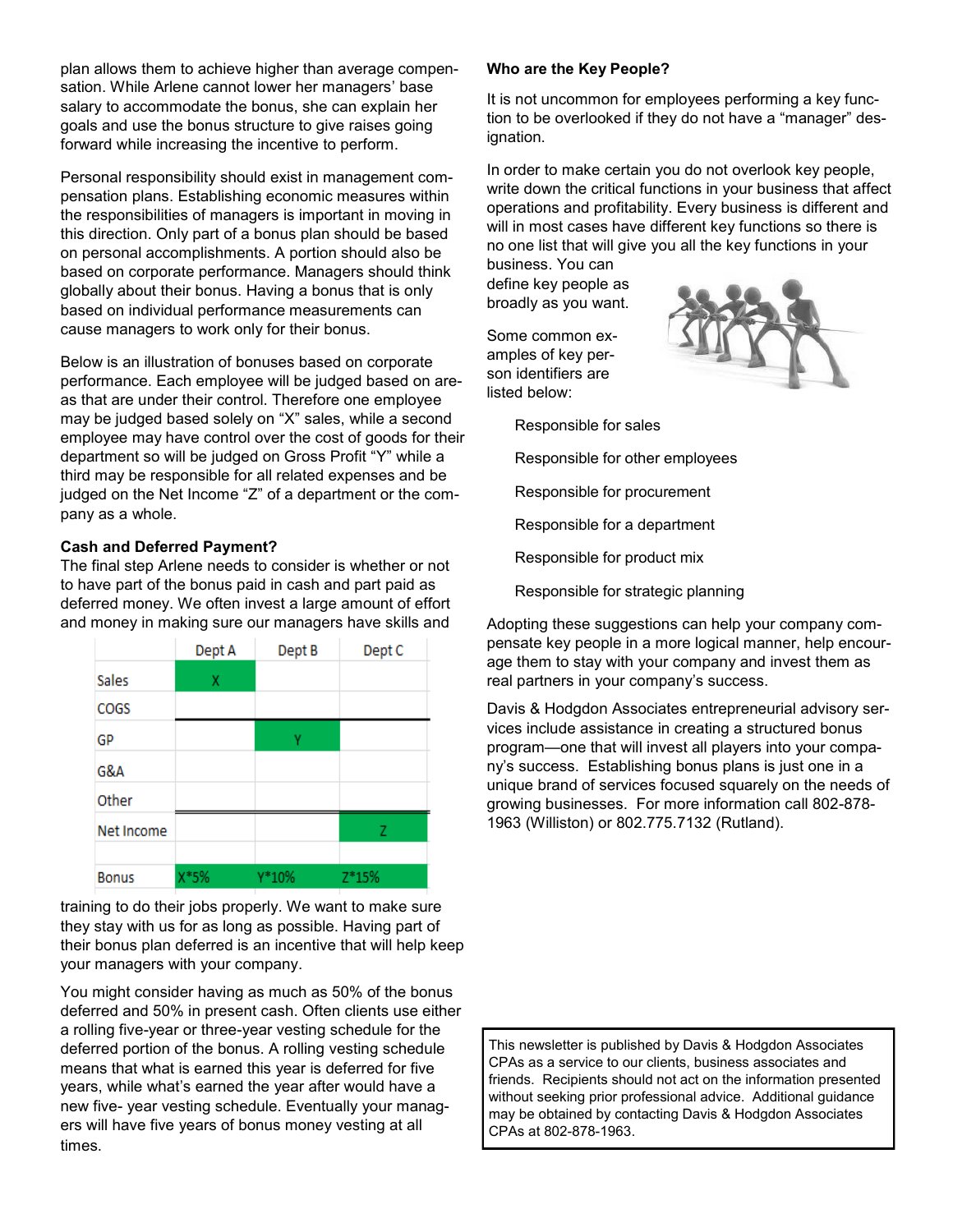plan allows them to achieve higher than average compensation. While Arlene cannot lower her managers' base salary to accommodate the bonus, she can explain her goals and use the bonus structure to give raises going forward while increasing the incentive to perform.

Personal responsibility should exist in management compensation plans. Establishing economic measures within the responsibilities of managers is important in moving in this direction. Only part of a bonus plan should be based on personal accomplishments. A portion should also be based on corporate performance. Managers should think globally about their bonus. Having a bonus that is only based on individual performance measurements can cause managers to work only for their bonus.

Below is an illustration of bonuses based on corporate performance. Each employee will be judged based on areas that are under their control. Therefore one employee may be judged based solely on "X" sales, while a second employee may have control over the cost of goods for their department so will be judged on Gross Profit "Y" while a third may be responsible for all related expenses and be judged on the Net Income "Z" of a department or the company as a whole.

### Cash and Deferred Payment?

The final step Arlene needs to consider is whether or not to have part of the bonus paid in cash and part paid as deferred money. We often invest a large amount of effort and money in making sure our managers have skills and training to do their jobs properly. We want to make sure they stay with us for as long as possible. Having part of their bonus plan deferred is an incentive that will help keep your managers with your company.

| | Dept A | Dept B | Dept C |
|---|---|---|---|
| Sales | X | | |
| COGS | | | |
| GP | | Y | |
| G&A | | | |
| Other | | | |
| Net Income | | | Z |
| | | | |
| Bonus | X*5% | Y*10% | Z*15% |

You might consider having as much as 50% of the bonus deferred and 50% in present cash. Often clients use either a rolling five-year or three-year vesting schedule for the deferred portion of the bonus. A rolling vesting schedule means that what is earned this year is deferred for five years, while what's earned the year after would have a new five- year vesting schedule. Eventually your managers will have five years of bonus money vesting at all times.

### Who are the Key People?

It is not uncommon for employees performing a key function to be overlooked if they do not have a "manager" designation.

In order to make certain you do not overlook key people, write down the critical functions in your business that affect operations and profitability. Every business is different and will in most cases have different key functions so there is no one list that will give you all the key functions in your business. You can define key people as broadly as you want.

Some common examples of key person identifiers are listed below:

- Responsible for sales
- Responsible for other employees
- Responsible for procurement
- Responsible for a department
- Responsible for product mix
- Responsible for strategic planning

Adopting these suggestions can help your company compensate key people in a more logical manner, help encourage them to stay with your company and invest them as real partners in your company's success.

Davis & Hodgdon Associates entrepreneurial advisory services include assistance in creating a structured bonus program—one that will invest all players into your company's success. Establishing bonus plans is just one in a unique brand of services focused squarely on the needs of growing businesses. For more information call 802-878-1963 (Williston) or 802.775.7132 (Rutland).

This newsletter is published by Davis & Hodgdon Associates CPAs as a service to our clients, business associates and friends. Recipients should not act on the information presented without seeking prior professional advice. Additional guidance may be obtained by contacting Davis & Hodgdon Associates CPAs at 802-878-1963.